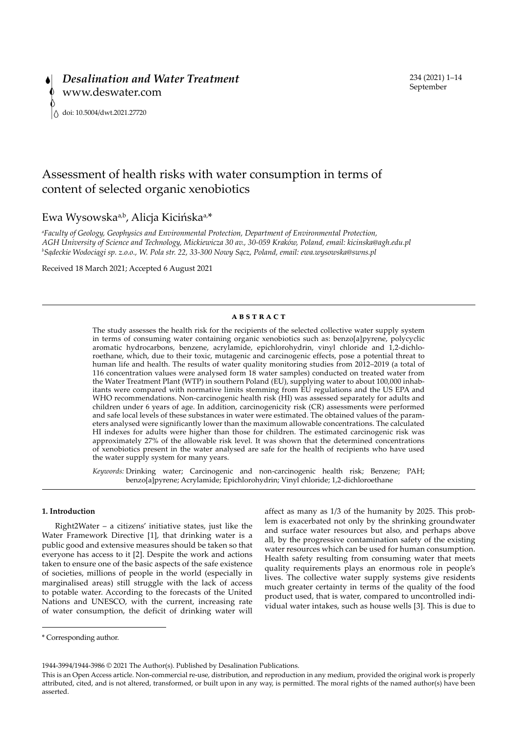# Assessment of health risks with water consumption in terms of content of selected organic xenobiotics

Ewa Wysowska[a,b], Alicja Kicińska[a,*]

[a]*Faculty of Geology, Geophysics and Environmental Protection, Department of Environmental Protection, AGH University of Science and Technology, Mickiewicza 30 av., 30-059 Kraków, Poland, email: kicinska@agh.edu.pl*
[b]*Sądeckie Wodociągi sp. z.o.o., W. Pola str. 22, 33-300 Nowy Sącz, Poland, email: ewa.wysowska@swns.pl*

Received 18 March 2021; Accepted 6 August 2021

## ABSTRACT

The study assesses the health risk for the recipients of the selected collective water supply system in terms of consuming water containing organic xenobiotics such as: benzo[a]pyrene, polycyclic aromatic hydrocarbons, benzene, acrylamide, epichlorohydrin, vinyl chloride and 1,2-dichloroethane, which, due to their toxic, mutagenic and carcinogenic effects, pose a potential threat to human life and health. The results of water quality monitoring studies from 2012–2019 (a total of 116 concentration values were analysed form 18 water samples) conducted on treated water from the Water Treatment Plant (WTP) in southern Poland (EU), supplying water to about 100,000 inhabitants were compared with normative limits stemming from EU regulations and the US EPA and WHO recommendations. Non-carcinogenic health risk (HI) was assessed separately for adults and children under 6 years of age. In addition, carcinogenicity risk (CR) assessments were performed and safe local levels of these substances in water were estimated. The obtained values of the parameters analysed were significantly lower than the maximum allowable concentrations. The calculated HI indexes for adults were higher than those for children. The estimated carcinogenic risk was approximately 27% of the allowable risk level. It was shown that the determined concentrations of xenobiotics present in the water analysed are safe for the health of recipients who have used the water supply system for many years.

*Keywords:* Drinking water; Carcinogenic and non-carcinogenic health risk; Benzene; PAH; benzo[a]pyrene; Acrylamide; Epichlorohydrin; Vinyl chloride; 1,2-dichloroethane

## 1. Introduction

Right2Water – a citizens' initiative states, just like the Water Framework Directive [1], that drinking water is a public good and extensive measures should be taken so that everyone has access to it [2]. Despite the work and actions taken to ensure one of the basic aspects of the safe existence of societies, millions of people in the world (especially in marginalised areas) still struggle with the lack of access to potable water. According to the forecasts of the United Nations and UNESCO, with the current, increasing rate of water consumption, the deficit of drinking water will affect as many as 1/3 of the humanity by 2025. This problem is exacerbated not only by the shrinking groundwater and surface water resources but also, and perhaps above all, by the progressive contamination safety of the existing water resources which can be used for human consumption. Health safety resulting from consuming water that meets quality requirements plays an enormous role in people's lives. The collective water supply systems give residents much greater certainty in terms of the quality of the food product used, that is water, compared to uncontrolled individual water intakes, such as house wells [3]. This is due to

\* Corresponding author.

1944-3994/1944-3986 © 2021 The Author(s). Published by Desalination Publications.

This is an Open Access article. Non-commercial re-use, distribution, and reproduction in any medium, provided the original work is properly attributed, cited, and is not altered, transformed, or built upon in any way, is permitted. The moral rights of the named author(s) have been asserted.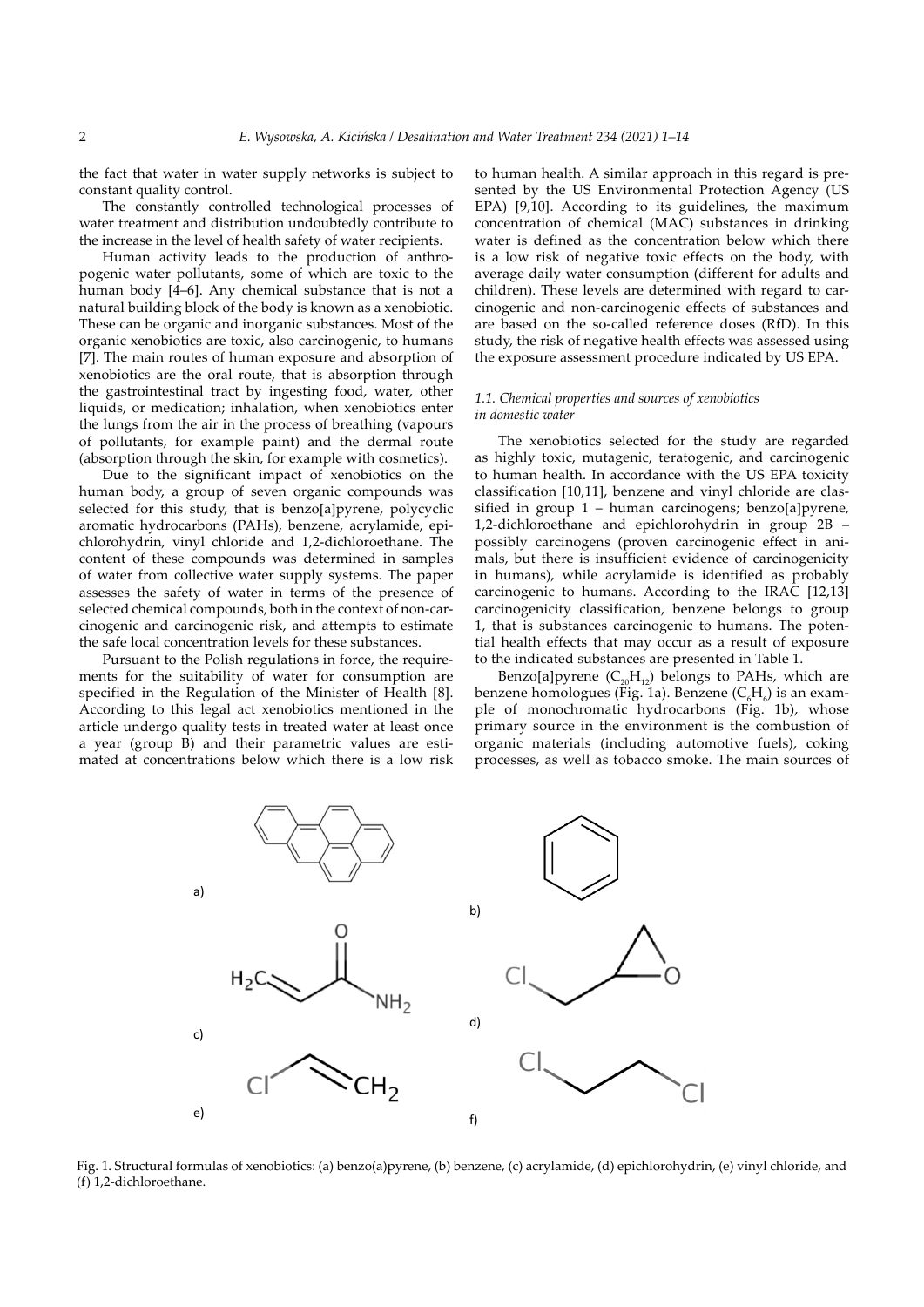the fact that water in water supply networks is subject to constant quality control.

The constantly controlled technological processes of water treatment and distribution undoubtedly contribute to the increase in the level of health safety of water recipients.

Human activity leads to the production of anthropogenic water pollutants, some of which are toxic to the human body [4–6]. Any chemical substance that is not a natural building block of the body is known as a xenobiotic. These can be organic and inorganic substances. Most of the organic xenobiotics are toxic, also carcinogenic, to humans [7]. The main routes of human exposure and absorption of xenobiotics are the oral route, that is absorption through the gastrointestinal tract by ingesting food, water, other liquids, or medication; inhalation, when xenobiotics enter the lungs from the air in the process of breathing (vapours of pollutants, for example paint) and the dermal route (absorption through the skin, for example with cosmetics).

Due to the significant impact of xenobiotics on the human body, a group of seven organic compounds was selected for this study, that is benzo[a]pyrene, polycyclic aromatic hydrocarbons (PAHs), benzene, acrylamide, epichlorohydrin, vinyl chloride and 1,2-dichloroethane. The content of these compounds was determined in samples of water from collective water supply systems. The paper assesses the safety of water in terms of the presence of selected chemical compounds, both in the context of non-carcinogenic and carcinogenic risk, and attempts to estimate the safe local concentration levels for these substances.

Pursuant to the Polish regulations in force, the requirements for the suitability of water for consumption are specified in the Regulation of the Minister of Health [8]. According to this legal act xenobiotics mentioned in the article undergo quality tests in treated water at least once a year (group B) and their parametric values are estimated at concentrations below which there is a low risk to human health. A similar approach in this regard is presented by the US Environmental Protection Agency (US EPA) [9,10]. According to its guidelines, the maximum concentration of chemical (MAC) substances in drinking water is defined as the concentration below which there is a low risk of negative toxic effects on the body, with average daily water consumption (different for adults and children). These levels are determined with regard to carcinogenic and non-carcinogenic effects of substances and are based on the so-called reference doses (RfD). In this study, the risk of negative health effects was assessed using the exposure assessment procedure indicated by US EPA.

### *1.1. Chemical properties and sources of xenobiotics in domestic water*

The xenobiotics selected for the study are regarded as highly toxic, mutagenic, teratogenic, and carcinogenic to human health. In accordance with the US EPA toxicity classification [10,11], benzene and vinyl chloride are classified in group 1 – human carcinogens; benzo[a]pyrene, 1,2-dichloroethane and epichlorohydrin in group 2B – possibly carcinogens (proven carcinogenic effect in animals, but there is insufficient evidence of carcinogenicity in humans), while acrylamide is identified as probably carcinogenic to humans. According to the IRAC [12,13] carcinogenicity classification, benzene belongs to group 1, that is substances carcinogenic to humans. The potential health effects that may occur as a result of exposure to the indicated substances are presented in Table 1.

Benzo[a]pyrene ($C_{20}H_{12}$) belongs to PAHs, which are benzene homologues (Fig. 1a). Benzene ($C_6H_6$) is an example of monochromatic hydrocarbons (Fig. 1b), whose primary source in the environment is the combustion of organic materials (including automotive fuels), coking processes, as well as tobacco smoke. The main sources of

Fig. 1. Structural formulas of xenobiotics: (a) benzo(a)pyrene, (b) benzene, (c) acrylamide, (d) epichlorohydrin, (e) vinyl chloride, and (f) 1,2-dichloroethane.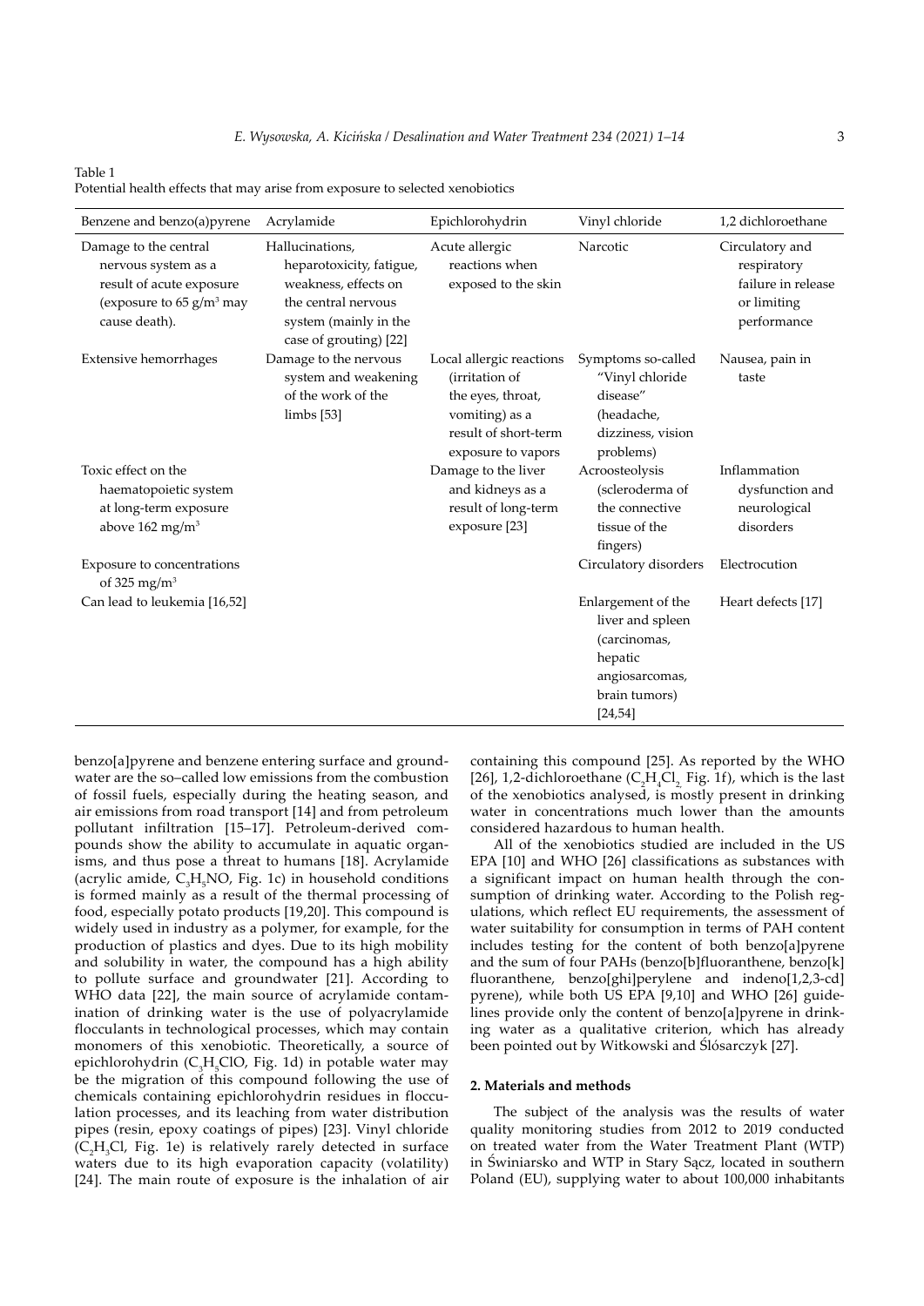Table 1
Potential health effects that may arise from exposure to selected xenobiotics

| Benzene and benzo(a)pyrene | Acrylamide | Epichlorohydrin | Vinyl chloride | 1,2 dichloroethane |
|---|---|---|---|---|
| Damage to the central nervous system as a result of acute exposure (exposure to 65 g/m$^3$ may cause death). | Hallucinations, heparotoxicity, fatigue, weakness, effects on the central nervous system (mainly in the case of grouting) [22] | Acute allergic reactions when exposed to the skin | Narcotic | Circulatory and respiratory failure in release or limiting performance |
| Extensive hemorrhages | Damage to the nervous system and weakening of the work of the limbs [53] | Local allergic reactions (irritation of the eyes, throat, vomiting) as a result of short-term exposure to vapors | Symptoms so-called "Vinyl chloride disease" (headache, dizziness, vision problems) | Nausea, pain in taste |
| Toxic effect on the haematopoietic system at long-term exposure above 162 mg/m$^3$ | | Damage to the liver and kidneys as a result of long-term exposure [23] | Acroosteolysis (scleroderma of the connective tissue of the fingers) | Inflammation dysfunction and neurological disorders |
| Exposure to concentrations of 325 mg/m$^3$ | | | Circulatory disorders | Electrocution |
| Can lead to leukemia [16,52] | | | Enlargement of the liver and spleen (carcinomas, hepatic angiosarcomas, brain tumors) [24,54] | Heart defects [17] |

benzo[a]pyrene and benzene entering surface and groundwater are the so–called low emissions from the combustion of fossil fuels, especially during the heating season, and air emissions from road transport [14] and from petroleum pollutant infiltration [15–17]. Petroleum-derived compounds show the ability to accumulate in aquatic organisms, and thus pose a threat to humans [18]. Acrylamide (acrylic amide, $C_3H_5NO$, Fig. 1c) in household conditions is formed mainly as a result of the thermal processing of food, especially potato products [19,20]. This compound is widely used in industry as a polymer, for example, for the production of plastics and dyes. Due to its high mobility and solubility in water, the compound has a high ability to pollute surface and groundwater [21]. According to WHO data [22], the main source of acrylamide contamination of drinking water is the use of polyacrylamide flocculants in technological processes, which may contain monomers of this xenobiotic. Theoretically, a source of epichlorohydrin ($C_3H_5ClO$, Fig. 1d) in potable water may be the migration of this compound following the use of chemicals containing epichlorohydrin residues in flocculation processes, and its leaching from water distribution pipes (resin, epoxy coatings of pipes) [23]. Vinyl chloride ($C_2H_3Cl$, Fig. 1e) is relatively rarely detected in surface waters due to its high evaporation capacity (volatility) [24]. The main route of exposure is the inhalation of air containing this compound [25]. As reported by the WHO [26], 1,2-dichloroethane ($C_2H_4Cl_2$, Fig. 1f), which is the last of the xenobiotics analysed, is mostly present in drinking water in concentrations much lower than the amounts considered hazardous to human health.

All of the xenobiotics studied are included in the US EPA [10] and WHO [26] classifications as substances with a significant impact on human health through the consumption of drinking water. According to the Polish regulations, which reflect EU requirements, the assessment of water suitability for consumption in terms of PAH content includes testing for the content of both benzo[a]pyrene and the sum of four PAHs (benzo[b]fluoranthene, benzo[k]fluoranthene, benzo[ghi]perylene and indeno[1,2,3-cd]pyrene), while both US EPA [9,10] and WHO [26] guidelines provide only the content of benzo[a]pyrene in drinking water as a qualitative criterion, which has already been pointed out by Witkowski and Ślósarczyk [27].

## 2. Materials and methods

The subject of the analysis was the results of water quality monitoring studies from 2012 to 2019 conducted on treated water from the Water Treatment Plant (WTP) in Świniarsko and WTP in Stary Sącz, located in southern Poland (EU), supplying water to about 100,000 inhabitants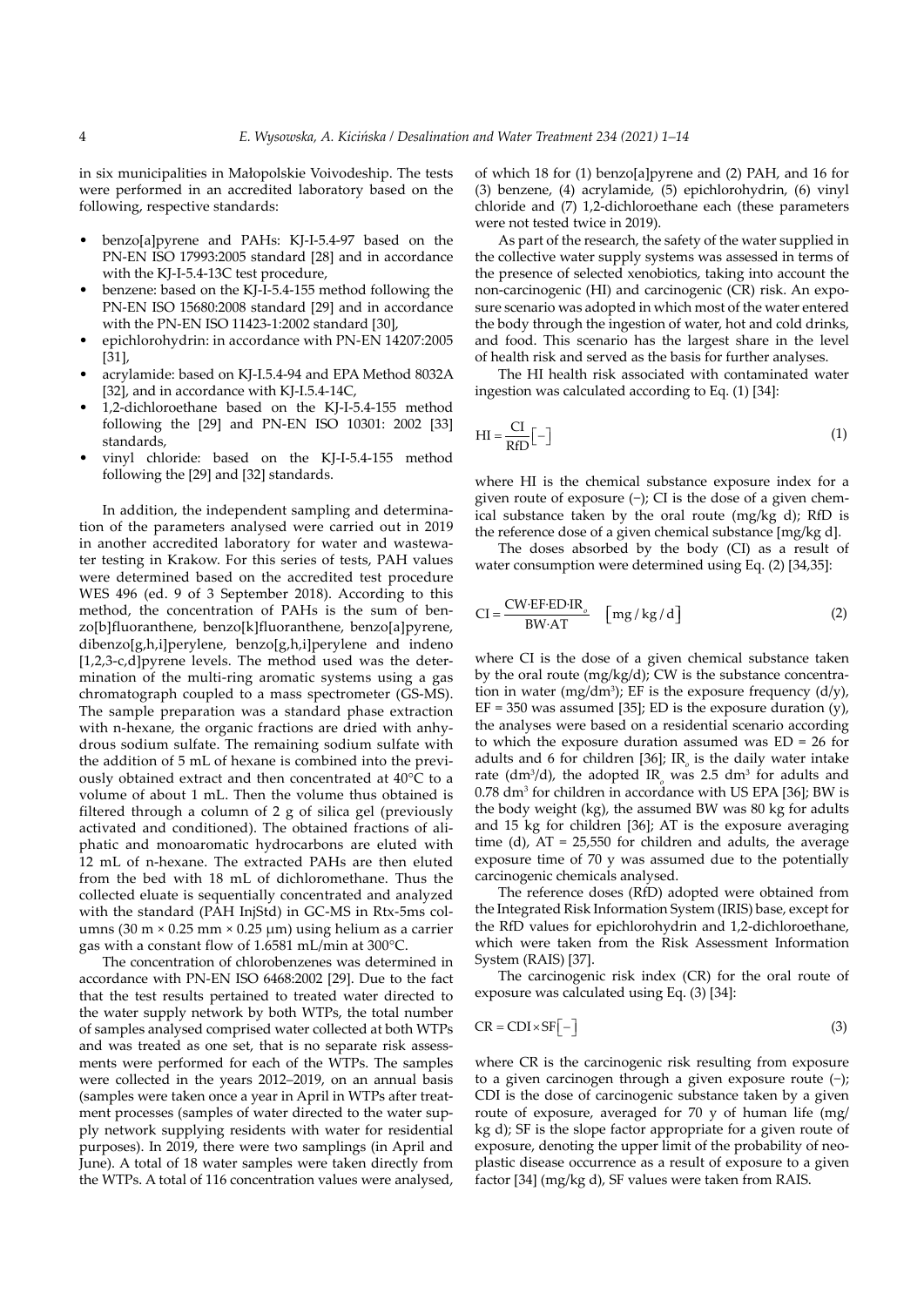in six municipalities in Małopolskie Voivodeship. The tests were performed in an accredited laboratory based on the following, respective standards:

- benzo[a]pyrene and PAHs: KJ-I-5.4-97 based on the PN-EN ISO 17993:2005 standard [28] and in accordance with the KJ-I-5.4-13C test procedure,
- benzene: based on the KJ-I-5.4-155 method following the PN-EN ISO 15680:2008 standard [29] and in accordance with the PN-EN ISO 11423-1:2002 standard [30],
- epichlorohydrin: in accordance with PN-EN 14207:2005 [31],
- acrylamide: based on KJ-I.5.4-94 and EPA Method 8032A [32], and in accordance with KJ-I.5.4-14C,
- 1,2-dichloroethane based on the KJ-I-5.4-155 method following the [29] and PN-EN ISO 10301: 2002 [33] standards,
- vinyl chloride: based on the KJ-I-5.4-155 method following the [29] and [32] standards.

In addition, the independent sampling and determination of the parameters analysed were carried out in 2019 in another accredited laboratory for water and wastewater testing in Krakow. For this series of tests, PAH values were determined based on the accredited test procedure WES 496 (ed. 9 of 3 September 2018). According to this method, the concentration of PAHs is the sum of benzo[b]fluoranthene, benzo[k]fluoranthene, benzo[a]pyrene, dibenzo[g,h,i]perylene, benzo[g,h,i]perylene and indeno [1,2,3-c,d]pyrene levels. The method used was the determination of the multi-ring aromatic systems using a gas chromatograph coupled to a mass spectrometer (GS-MS). The sample preparation was a standard phase extraction with n-hexane, the organic fractions are dried with anhydrous sodium sulfate. The remaining sodium sulfate with the addition of 5 mL of hexane is combined into the previously obtained extract and then concentrated at 40°C to a volume of about 1 mL. Then the volume thus obtained is filtered through a column of 2 g of silica gel (previously activated and conditioned). The obtained fractions of aliphatic and monoaromatic hydrocarbons are eluted with 12 mL of n-hexane. The extracted PAHs are then eluted from the bed with 18 mL of dichloromethane. Thus the collected eluate is sequentially concentrated and analyzed with the standard (PAH InjStd) in GC-MS in Rtx-5ms columns (30 m × 0.25 mm × 0.25 µm) using helium as a carrier gas with a constant flow of 1.6581 mL/min at 300°C.

The concentration of chlorobenzenes was determined in accordance with PN-EN ISO 6468:2002 [29]. Due to the fact that the test results pertained to treated water directed to the water supply network by both WTPs, the total number of samples analysed comprised water collected at both WTPs and was treated as one set, that is no separate risk assessments were performed for each of the WTPs. The samples were collected in the years 2012–2019, on an annual basis (samples were taken once a year in April in WTPs after treatment processes (samples of water directed to the water supply network supplying residents with water for residential purposes). In 2019, there were two samplings (in April and June). A total of 18 water samples were taken directly from the WTPs. A total of 116 concentration values were analysed, of which 18 for (1) benzo[a]pyrene and (2) PAH, and 16 for (3) benzene, (4) acrylamide, (5) epichlorohydrin, (6) vinyl chloride and (7) 1,2-dichloroethane each (these parameters were not tested twice in 2019).

As part of the research, the safety of the water supplied in the collective water supply systems was assessed in terms of the presence of selected xenobiotics, taking into account the non-carcinogenic (HI) and carcinogenic (CR) risk. An exposure scenario was adopted in which most of the water entered the body through the ingestion of water, hot and cold drinks, and food. This scenario has the largest share in the level of health risk and served as the basis for further analyses.

The HI health risk associated with contaminated water ingestion was calculated according to Eq. (1) [34]:

$$\text{HI} = \frac{\text{CI}}{\text{RfD}}\left[-\right] \tag{1}$$

where HI is the chemical substance exposure index for a given route of exposure (−); CI is the dose of a given chemical substance taken by the oral route (mg/kg d); RfD is the reference dose of a given chemical substance [mg/kg d].

The doses absorbed by the body (CI) as a result of water consumption were determined using Eq. (2) [34,35]:

$$\text{CI} = \frac{\text{CW}\cdot\text{EF}\cdot\text{ED}\cdot\text{IR}_o}{\text{BW}\cdot\text{AT}} \quad \left[\text{mg}/\text{kg}/\text{d}\right] \tag{2}$$

where CI is the dose of a given chemical substance taken by the oral route (mg/kg/d); CW is the substance concentration in water (mg/dm$^3$); EF is the exposure frequency (d/y), EF = 350 was assumed [35]; ED is the exposure duration (y), the analyses were based on a residential scenario according to which the exposure duration assumed was ED = 26 for adults and 6 for children [36]; $\text{IR}_o$ is the daily water intake rate (dm$^3$/d), the adopted $\text{IR}_o$ was 2.5 dm$^3$ for adults and 0.78 dm$^3$ for children in accordance with US EPA [36]; BW is the body weight (kg), the assumed BW was 80 kg for adults and 15 kg for children [36]; AT is the exposure averaging time (d), AT = 25,550 for children and adults, the average exposure time of 70 y was assumed due to the potentially carcinogenic chemicals analysed.

The reference doses (RfD) adopted were obtained from the Integrated Risk Information System (IRIS) base, except for the RfD values for epichlorohydrin and 1,2-dichloroethane, which were taken from the Risk Assessment Information System (RAIS) [37].

The carcinogenic risk index (CR) for the oral route of exposure was calculated using Eq. (3) [34]:

$$\text{CR} = \text{CDI} \times \text{SF}\left[-\right] \tag{3}$$

where CR is the carcinogenic risk resulting from exposure to a given carcinogen through a given exposure route (−); CDI is the dose of carcinogenic substance taken by a given route of exposure, averaged for 70 y of human life (mg/kg d); SF is the slope factor appropriate for a given route of exposure, denoting the upper limit of the probability of neoplastic disease occurrence as a result of exposure to a given factor [34] (mg/kg d), SF values were taken from RAIS.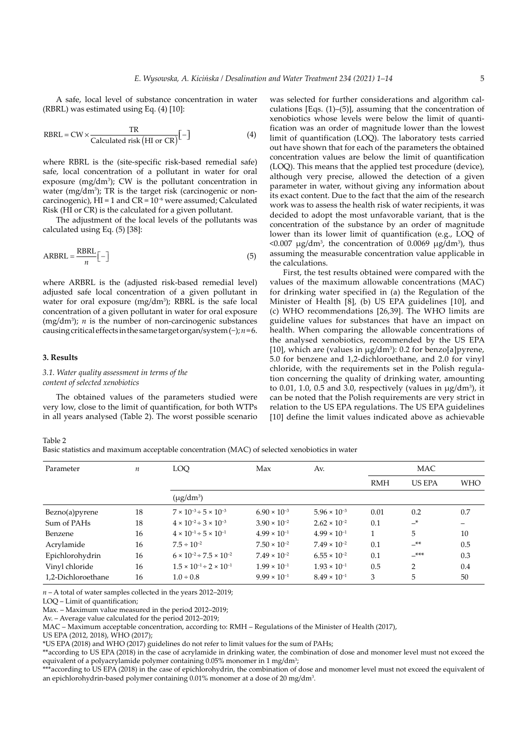A safe, local level of substance concentration in water (RBRL) was estimated using Eq. (4) [10]:

$$\text{RBRL} = \text{CW} \times \frac{\text{TR}}{\text{Calculated risk (HI or CR)}}\left[-\right] \quad (4)$$

where RBRL is the (site-specific risk-based remedial safe) safe, local concentration of a pollutant in water for oral exposure (mg/dm$^3$); CW is the pollutant concentration in water (mg/dm$^3$); TR is the target risk (carcinogenic or non-carcinogenic), HI = 1 and CR = $10^{-6}$ were assumed; Calculated Risk (HI or CR) is the calculated for a given pollutant.

The adjustment of the local levels of the pollutants was calculated using Eq. (5) [38]:

$$\text{ARBRL} = \frac{\text{RBRL}}{n}\left[-\right] \quad (5)$$

where ARBRL is the (adjusted risk-based remedial level) adjusted safe local concentration of a given pollutant in water for oral exposure (mg/dm$^3$); RBRL is the safe local concentration of a given pollutant in water for oral exposure (mg/dm$^3$); $n$ is the number of non-carcinogenic substances causing critical effects in the same target organ/system (–); $n$ = 6.

## 3. Results

### 3.1. Water quality assessment in terms of the content of selected xenobiotics

The obtained values of the parameters studied were very low, close to the limit of quantification, for both WTPs in all years analysed (Table 2). The worst possible scenario was selected for further considerations and algorithm calculations [Eqs. (1)–(5)], assuming that the concentration of xenobiotics whose levels were below the limit of quantification was an order of magnitude lower than the lowest limit of quantification (LOQ). The laboratory tests carried out have shown that for each of the parameters the obtained concentration values are below the limit of quantification (LOQ). This means that the applied test procedure (device), although very precise, allowed the detection of a given parameter in water, without giving any information about its exact content. Due to the fact that the aim of the research work was to assess the health risk of water recipients, it was decided to adopt the most unfavorable variant, that is the concentration of the substance by an order of magnitude lower than its lower limit of quantification (e.g., LOQ of <0.007 μg/dm$^3$, the concentration of 0.0069 μg/dm$^3$), thus assuming the measurable concentration value applicable in the calculations.

First, the test results obtained were compared with the values of the maximum allowable concentrations (MAC) for drinking water specified in (a) the Regulation of the Minister of Health [8], (b) US EPA guidelines [10], and (c) WHO recommendations [26,39]. The WHO limits are guideline values for substances that have an impact on health. When comparing the allowable concentrations of the analysed xenobiotics, recommended by the US EPA [10], which are (values in μg/dm$^3$): 0.2 for benzo[a]pyrene, 5.0 for benzene and 1,2-dichloroethane, and 2.0 for vinyl chloride, with the requirements set in the Polish regulation concerning the quality of drinking water, amounting to 0.01, 1.0, 0.5 and 3.0, respectively (values in μg/dm$^3$), it can be noted that the Polish requirements are very strict in relation to the US EPA regulations. The US EPA guidelines [10] define the limit values indicated above as achievable

Table 2
Basic statistics and maximum acceptable concentration (MAC) of selected xenobiotics in water

| Parameter | $n$ | LOQ | Max | Av. | MAC | | |
|---|---|---|---|---|---|---|---|
| | | | | | RMH | US EPA | WHO |
| | | (μg/dm$^3$) | | | | | |
| Bezno(a)pyrene | 18 | $7 \times 10^{-3} \div 5 \times 10^{-3}$ | $6.90 \times 10^{-3}$ | $5.96 \times 10^{-3}$ | 0.01 | 0.2 | 0.7 |
| Sum of PAHs | 18 | $4 \times 10^{-2} \div 3 \times 10^{-3}$ | $3.90 \times 10^{-2}$ | $2.62 \times 10^{-2}$ | 0.1 | –* | – |
| Benzene | 16 | $4 \times 10^{-1} \div 5 \times 10^{-1}$ | $4.99 \times 10^{-1}$ | $4.99 \times 10^{-1}$ | 1 | 5 | 10 |
| Acrylamide | 16 | $7.5 \div 10^{-2}$ | $7.50 \times 10^{-2}$ | $7.49 \times 10^{-2}$ | 0.1 | –** | 0.5 |
| Epichlorohydrin | 16 | $6 \times 10^{-2} \div 7.5 \times 10^{-2}$ | $7.49 \times 10^{-2}$ | $6.55 \times 10^{-2}$ | 0.1 | –*** | 0.3 |
| Vinyl chloride | 16 | $1.5 \times 10^{-1} \div 2 \times 10^{-1}$ | $1.99 \times 10^{-1}$ | $1.93 \times 10^{-1}$ | 0.5 | 2 | 0.4 |
| 1,2-Dichloroethane | 16 | $1.0 \div 0.8$ | $9.99 \times 10^{-1}$ | $8.49 \times 10^{-1}$ | 3 | 5 | 50 |

$n$ – A total of water samples collected in the years 2012–2019;
LOQ – Limit of quantification;
Max. – Maximum value measured in the period 2012–2019;
Av. – Average value calculated for the period 2012–2019;
MAC – Maximum acceptable concentration, according to: RMH – Regulations of the Minister of Health (2017),
US EPA (2012, 2018), WHO (2017);
*US EPA (2018) and WHO (2017) guidelines do not refer to limit values for the sum of PAHs;
**according to US EPA (2018) in the case of acrylamide in drinking water, the combination of dose and monomer level must not exceed the equivalent of a polyacrylamide polymer containing 0.05% monomer in 1 mg/dm$^3$;
***according to US EPA (2018) in the case of epichlorohydrin, the combination of dose and monomer level must not exceed the equivalent of an epichlorohydrin-based polymer containing 0.01% monomer at a dose of 20 mg/dm$^3$.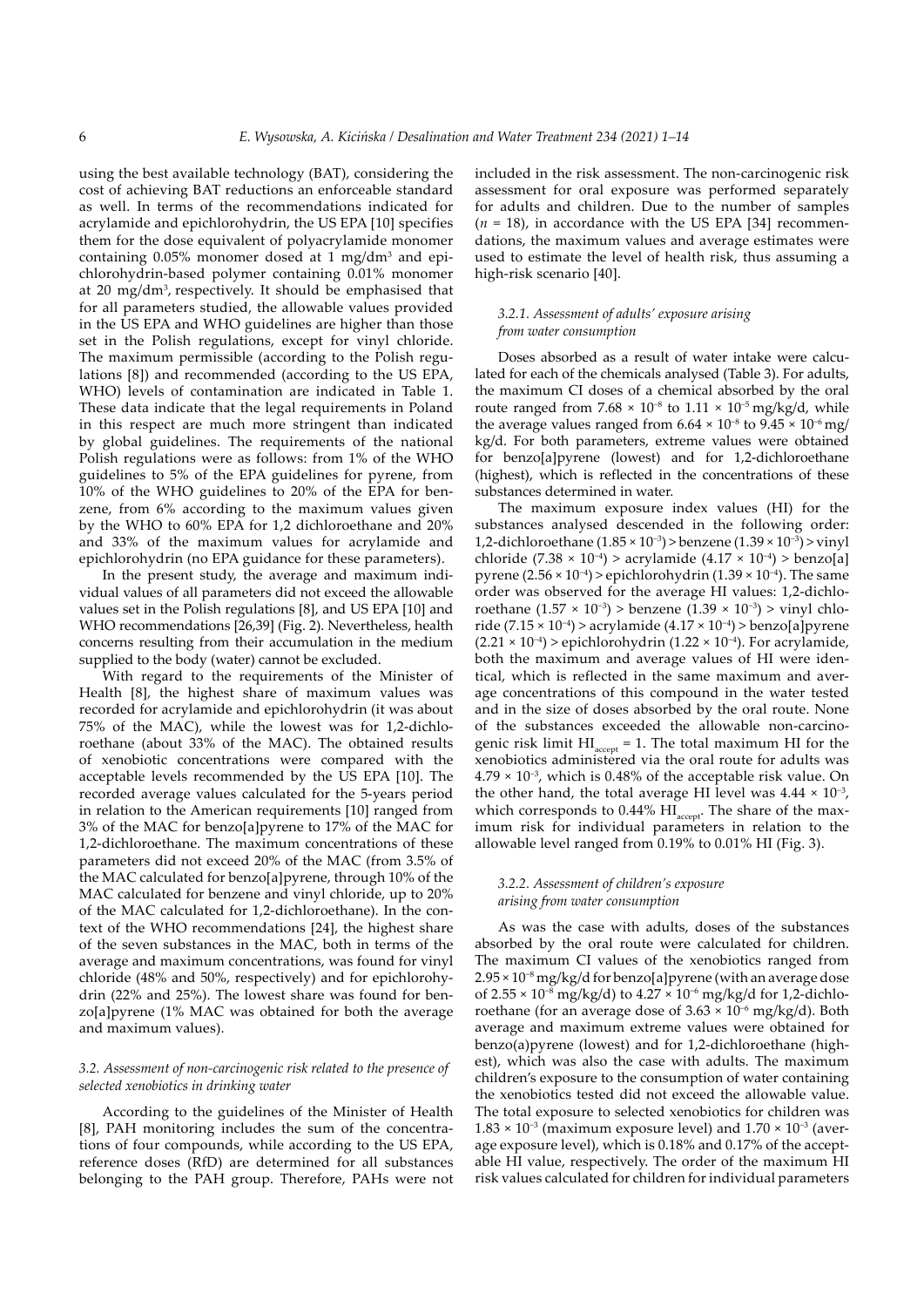using the best available technology (BAT), considering the cost of achieving BAT reductions an enforceable standard as well. In terms of the recommendations indicated for acrylamide and epichlorohydrin, the US EPA [10] specifies them for the dose equivalent of polyacrylamide monomer containing 0.05% monomer dosed at 1 mg/dm$^3$ and epichlorohydrin-based polymer containing 0.01% monomer at 20 mg/dm$^3$, respectively. It should be emphasised that for all parameters studied, the allowable values provided in the US EPA and WHO guidelines are higher than those set in the Polish regulations, except for vinyl chloride. The maximum permissible (according to the Polish regulations [8]) and recommended (according to the US EPA, WHO) levels of contamination are indicated in Table 1. These data indicate that the legal requirements in Poland in this respect are much more stringent than indicated by global guidelines. The requirements of the national Polish regulations were as follows: from 1% of the WHO guidelines to 5% of the EPA guidelines for pyrene, from 10% of the WHO guidelines to 20% of the EPA for benzene, from 6% according to the maximum values given by the WHO to 60% EPA for 1,2 dichloroethane and 20% and 33% of the maximum values for acrylamide and epichlorohydrin (no EPA guidance for these parameters).

In the present study, the average and maximum individual values of all parameters did not exceed the allowable values set in the Polish regulations [8], and US EPA [10] and WHO recommendations [26,39] (Fig. 2). Nevertheless, health concerns resulting from their accumulation in the medium supplied to the body (water) cannot be excluded.

With regard to the requirements of the Minister of Health [8], the highest share of maximum values was recorded for acrylamide and epichlorohydrin (it was about 75% of the MAC), while the lowest was for 1,2-dichloroethane (about 33% of the MAC). The obtained results of xenobiotic concentrations were compared with the acceptable levels recommended by the US EPA [10]. The recorded average values calculated for the 5-years period in relation to the American requirements [10] ranged from 3% of the MAC for benzo[a]pyrene to 17% of the MAC for 1,2-dichloroethane. The maximum concentrations of these parameters did not exceed 20% of the MAC (from 3.5% of the MAC calculated for benzo[a]pyrene, through 10% of the MAC calculated for benzene and vinyl chloride, up to 20% of the MAC calculated for 1,2-dichloroethane). In the context of the WHO recommendations [24], the highest share of the seven substances in the MAC, both in terms of the average and maximum concentrations, was found for vinyl chloride (48% and 50%, respectively) and for epichlorohydrin (22% and 25%). The lowest share was found for benzo[a]pyrene (1% MAC was obtained for both the average and maximum values).

### 3.2. Assessment of non-carcinogenic risk related to the presence of selected xenobiotics in drinking water

According to the guidelines of the Minister of Health [8], PAH monitoring includes the sum of the concentrations of four compounds, while according to the US EPA, reference doses (RfD) are determined for all substances belonging to the PAH group. Therefore, PAHs were not included in the risk assessment. The non-carcinogenic risk assessment for oral exposure was performed separately for adults and children. Due to the number of samples ($n$ = 18), in accordance with the US EPA [34] recommendations, the maximum values and average estimates were used to estimate the level of health risk, thus assuming a high-risk scenario [40].

#### 3.2.1. Assessment of adults' exposure arising from water consumption

Doses absorbed as a result of water intake were calculated for each of the chemicals analysed (Table 3). For adults, the maximum CI doses of a chemical absorbed by the oral route ranged from $7.68 \times 10^{-8}$ to $1.11 \times 10^{-5}$ mg/kg/d, while the average values ranged from $6.64 \times 10^{-8}$ to $9.45 \times 10^{-6}$ mg/kg/d. For both parameters, extreme values were obtained for benzo[a]pyrene (lowest) and for 1,2-dichloroethane (highest), which is reflected in the concentrations of these substances determined in water.

The maximum exposure index values (HI) for the substances analysed descended in the following order: 1,2-dichloroethane ($1.85 \times 10^{-3}$) > benzene ($1.39 \times 10^{-3}$) > vinyl chloride ($7.38 \times 10^{-4}$) > acrylamide ($4.17 \times 10^{-4}$) > benzo[a]pyrene ($2.56 \times 10^{-4}$) > epichlorohydrin ($1.39 \times 10^{-4}$). The same order was observed for the average HI values: 1,2-dichloroethane ($1.57 \times 10^{-3}$) > benzene ($1.39 \times 10^{-3}$) > vinyl chloride ($7.15 \times 10^{-4}$) > acrylamide ($4.17 \times 10^{-4}$) > benzo[a]pyrene ($2.21 \times 10^{-4}$) > epichlorohydrin ($1.22 \times 10^{-4}$). For acrylamide, both the maximum and average values of HI were identical, which is reflected in the same maximum and average concentrations of this compound in the water tested and in the size of doses absorbed by the oral route. None of the substances exceeded the allowable non-carcinogenic risk limit $HI_{accept}$ = 1. The total maximum HI for the xenobiotics administered via the oral route for adults was $4.79 \times 10^{-3}$, which is 0.48% of the acceptable risk value. On the other hand, the total average HI level was $4.44 \times 10^{-3}$, which corresponds to 0.44% $HI_{accept}$. The share of the maximum risk for individual parameters in relation to the allowable level ranged from 0.19% to 0.01% HI (Fig. 3).

#### 3.2.2. Assessment of children's exposure arising from water consumption

As was the case with adults, doses of the substances absorbed by the oral route were calculated for children. The maximum CI values of the xenobiotics ranged from $2.95 \times 10^{-8}$ mg/kg/d for benzo[a]pyrene (with an average dose of $2.55 \times 10^{-8}$ mg/kg/d) to $4.27 \times 10^{-6}$ mg/kg/d for 1,2-dichloroethane (for an average dose of $3.63 \times 10^{-6}$ mg/kg/d). Both average and maximum extreme values were obtained for benzo(a)pyrene (lowest) and for 1,2-dichloroethane (highest), which was also the case with adults. The maximum children's exposure to the consumption of water containing the xenobiotics tested did not exceed the allowable value. The total exposure to selected xenobiotics for children was $1.83 \times 10^{-3}$ (maximum exposure level) and $1.70 \times 10^{-3}$ (average exposure level), which is 0.18% and 0.17% of the acceptable HI value, respectively. The order of the maximum HI risk values calculated for children for individual parameters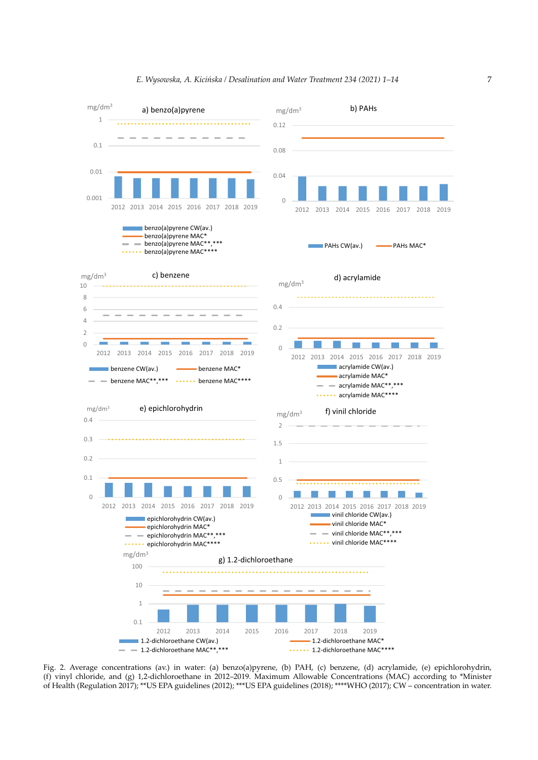Fig. 2. Average concentrations (av.) in water: (a) benzo(a)pyrene, (b) PAH, (c) benzene, (d) acrylamide, (e) epichlorohydrin, (f) vinyl chloride, and (g) 1,2-dichloroethane in 2012–2019. Maximum Allowable Concentrations (MAC) according to *Minister of Health (Regulation 2017); **US EPA guidelines (2012); ***US EPA guidelines (2018); ****WHO (2017); CW – concentration in water.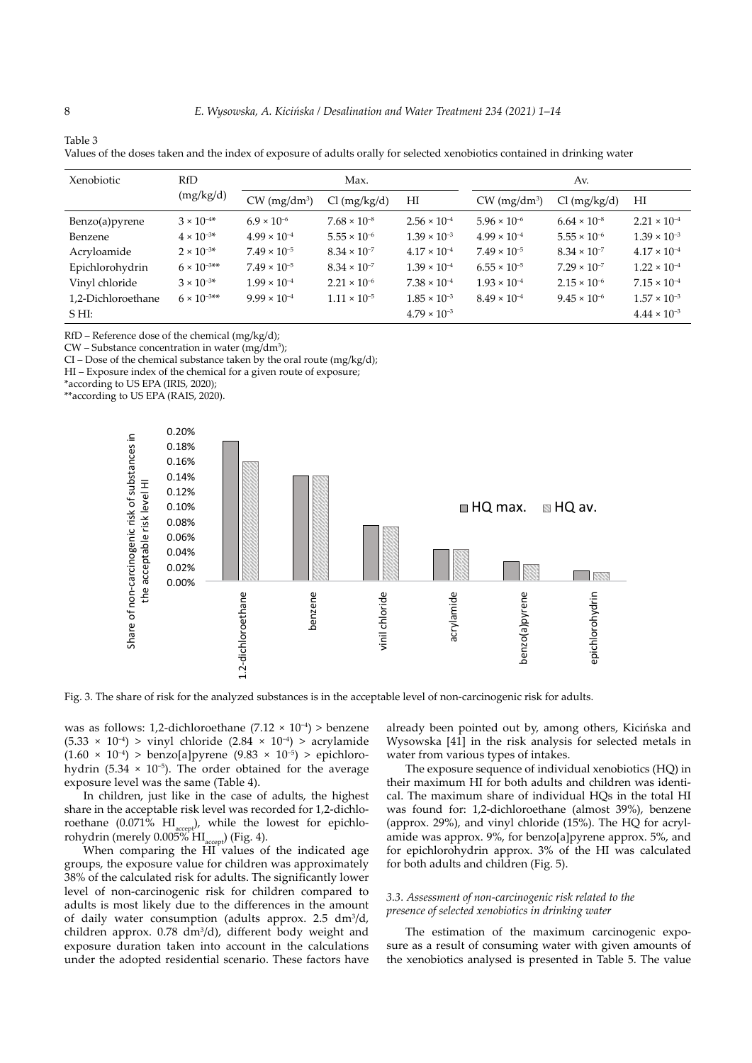Table 3
Values of the doses taken and the index of exposure of adults orally for selected xenobiotics contained in drinking water

| Xenobiotic | RfD (mg/kg/d) | Max. | | | Av. | | |
|---|---|---|---|---|---|---|---|
| | | CW (mg/dm³) | CI (mg/kg/d) | HI | CW (mg/dm³) | CI (mg/kg/d) | HI |
| Benzo(a)pyrene | $3 \times 10^{-4}$* | $6.9 \times 10^{-6}$ | $7.68 \times 10^{-8}$ | $2.56 \times 10^{-4}$ | $5.96 \times 10^{-6}$ | $6.64 \times 10^{-8}$ | $2.21 \times 10^{-4}$ |
| Benzene | $4 \times 10^{-3}$* | $4.99 \times 10^{-4}$ | $5.55 \times 10^{-6}$ | $1.39 \times 10^{-3}$ | $4.99 \times 10^{-4}$ | $5.55 \times 10^{-6}$ | $1.39 \times 10^{-3}$ |
| Acryloamide | $2 \times 10^{-3}$* | $7.49 \times 10^{-5}$ | $8.34 \times 10^{-7}$ | $4.17 \times 10^{-4}$ | $7.49 \times 10^{-5}$ | $8.34 \times 10^{-7}$ | $4.17 \times 10^{-4}$ |
| Epichlorohydrin | $6 \times 10^{-3}$** | $7.49 \times 10^{-5}$ | $8.34 \times 10^{-7}$ | $1.39 \times 10^{-4}$ | $6.55 \times 10^{-5}$ | $7.29 \times 10^{-7}$ | $1.22 \times 10^{-4}$ |
| Vinyl chloride | $3 \times 10^{-3}$* | $1.99 \times 10^{-4}$ | $2.21 \times 10^{-6}$ | $7.38 \times 10^{-4}$ | $1.93 \times 10^{-4}$ | $2.15 \times 10^{-6}$ | $7.15 \times 10^{-4}$ |
| 1,2-Dichloroethane | $6 \times 10^{-3}$** | $9.99 \times 10^{-4}$ | $1.11 \times 10^{-5}$ | $1.85 \times 10^{-3}$ | $8.49 \times 10^{-4}$ | $9.45 \times 10^{-6}$ | $1.57 \times 10^{-3}$ |
| S HI: | | | | $4.79 \times 10^{-3}$ | | | $4.44 \times 10^{-3}$ |

RfD – Reference dose of the chemical (mg/kg/d);
CW – Substance concentration in water (mg/dm³);
CI – Dose of the chemical substance taken by the oral route (mg/kg/d);
HI – Exposure index of the chemical for a given route of exposure;
*according to US EPA (IRIS, 2020);
**according to US EPA (RAIS, 2020).

Fig. 3. The share of risk for the analyzed substances is in the acceptable level of non-carcinogenic risk for adults.

was as follows: 1,2-dichloroethane ($7.12 \times 10^{-4}$) > benzene ($5.33 \times 10^{-4}$) > vinyl chloride ($2.84 \times 10^{-4}$) > acrylamide ($1.60 \times 10^{-4}$) > benzo[a]pyrene ($9.83 \times 10^{-5}$) > epichlorohydrin ($5.34 \times 10^{-5}$). The order obtained for the average exposure level was the same (Table 4).

In children, just like in the case of adults, the highest share in the acceptable risk level was recorded for 1,2-dichloroethane (0.071% $HI_{accept}$), while the lowest for epichlorohydrin (merely 0.005% $HI_{accept}$) (Fig. 4).

When comparing the HI values of the indicated age groups, the exposure value for children was approximately 38% of the calculated risk for adults. The significantly lower level of non-carcinogenic risk for children compared to adults is most likely due to the differences in the amount of daily water consumption (adults approx. 2.5 dm³/d, children approx. 0.78 dm³/d), different body weight and exposure duration taken into account in the calculations under the adopted residential scenario. These factors have already been pointed out by, among others, Kicińska and Wysowska [41] in the risk analysis for selected metals in water from various types of intakes.

The exposure sequence of individual xenobiotics (HQ) in their maximum HI for both adults and children was identical. The maximum share of individual HQs in the total HI was found for: 1,2-dichloroethane (almost 39%), benzene (approx. 29%), and vinyl chloride (15%). The HQ for acrylamide was approx. 9%, for benzo[a]pyrene approx. 5%, and for epichlorohydrin approx. 3% of the HI was calculated for both adults and children (Fig. 5).

### 3.3. Assessment of non-carcinogenic risk related to the presence of selected xenobiotics in drinking water

The estimation of the maximum carcinogenic exposure as a result of consuming water with given amounts of the xenobiotics analysed is presented in Table 5. The value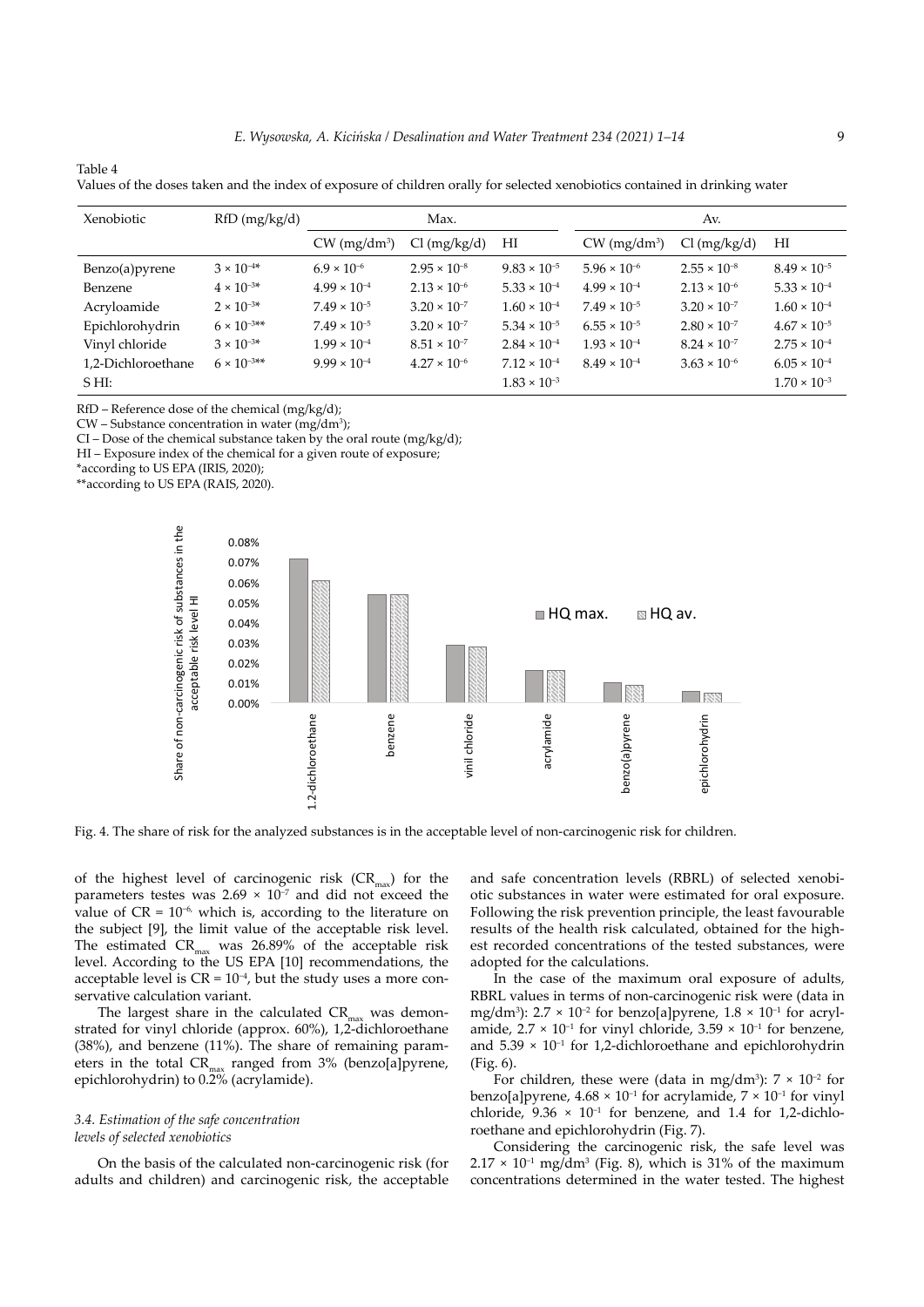Table 4

Values of the doses taken and the index of exposure of children orally for selected xenobiotics contained in drinking water

| Xenobiotic | RfD (mg/kg/d) | Max. | | | Av. | | |
|---|---|---|---|---|---|---|---|
| | | CW (mg/dm³) | Cl (mg/kg/d) | HI | CW (mg/dm³) | Cl (mg/kg/d) | HI |
| Benzo(a)pyrene | $3 \times 10^{-4}$* | $6.9 \times 10^{-6}$ | $2.95 \times 10^{-8}$ | $9.83 \times 10^{-5}$ | $5.96 \times 10^{-6}$ | $2.55 \times 10^{-8}$ | $8.49 \times 10^{-5}$ |
| Benzene | $4 \times 10^{-3}$* | $4.99 \times 10^{-4}$ | $2.13 \times 10^{-6}$ | $5.33 \times 10^{-4}$ | $4.99 \times 10^{-4}$ | $2.13 \times 10^{-6}$ | $5.33 \times 10^{-4}$ |
| Acryloamide | $2 \times 10^{-3}$* | $7.49 \times 10^{-5}$ | $3.20 \times 10^{-7}$ | $1.60 \times 10^{-4}$ | $7.49 \times 10^{-5}$ | $3.20 \times 10^{-7}$ | $1.60 \times 10^{-4}$ |
| Epichlorohydrin | $6 \times 10^{-3}$** | $7.49 \times 10^{-5}$ | $3.20 \times 10^{-7}$ | $5.34 \times 10^{-5}$ | $6.55 \times 10^{-5}$ | $2.80 \times 10^{-7}$ | $4.67 \times 10^{-5}$ |
| Vinyl chloride | $3 \times 10^{-3}$* | $1.99 \times 10^{-4}$ | $8.51 \times 10^{-7}$ | $2.84 \times 10^{-4}$ | $1.93 \times 10^{-4}$ | $8.24 \times 10^{-7}$ | $2.75 \times 10^{-4}$ |
| 1,2-Dichloroethane | $6 \times 10^{-3}$** | $9.99 \times 10^{-4}$ | $4.27 \times 10^{-6}$ | $7.12 \times 10^{-4}$ | $8.49 \times 10^{-4}$ | $3.63 \times 10^{-6}$ | $6.05 \times 10^{-4}$ |
| S HI: | | | | $1.83 \times 10^{-3}$ | | | $1.70 \times 10^{-3}$ |

RfD – Reference dose of the chemical (mg/kg/d);
CW – Substance concentration in water (mg/dm³);
CI – Dose of the chemical substance taken by the oral route (mg/kg/d);
HI – Exposure index of the chemical for a given route of exposure;
*according to US EPA (IRIS, 2020);
**according to US EPA (RAIS, 2020).

Fig. 4. The share of risk for the analyzed substances is in the acceptable level of non-carcinogenic risk for children.

of the highest level of carcinogenic risk ($CR_{max}$) for the parameters testes was $2.69 \times 10^{-7}$ and did not exceed the value of $CR = 10^{-6}$, which is, according to the literature on the subject [9], the limit value of the acceptable risk level. The estimated $CR_{max}$ was 26.89% of the acceptable risk level. According to the US EPA [10] recommendations, the acceptable level is $CR = 10^{-4}$, but the study uses a more conservative calculation variant.

The largest share in the calculated $CR_{max}$ was demonstrated for vinyl chloride (approx. 60%), 1,2-dichloroethane (38%), and benzene (11%). The share of remaining parameters in the total $CR_{max}$ ranged from 3% (benzo[a]pyrene, epichlorohydrin) to 0.2% (acrylamide).

### *3.4. Estimation of the safe concentration levels of selected xenobiotics*

On the basis of the calculated non-carcinogenic risk (for adults and children) and carcinogenic risk, the acceptable and safe concentration levels (RBRL) of selected xenobiotic substances in water were estimated for oral exposure. Following the risk prevention principle, the least favourable results of the health risk calculated, obtained for the highest recorded concentrations of the tested substances, were adopted for the calculations.

In the case of the maximum oral exposure of adults, RBRL values in terms of non-carcinogenic risk were (data in mg/dm³): $2.7 \times 10^{-2}$ for benzo[a]pyrene, $1.8 \times 10^{-1}$ for acrylamide, $2.7 \times 10^{-1}$ for vinyl chloride, $3.59 \times 10^{-1}$ for benzene, and $5.39 \times 10^{-1}$ for 1,2-dichloroethane and epichlorohydrin (Fig. 6).

For children, these were (data in mg/dm³): $7 \times 10^{-2}$ for benzo[a]pyrene, $4.68 \times 10^{-1}$ for acrylamide, $7 \times 10^{-1}$ for vinyl chloride, $9.36 \times 10^{-1}$ for benzene, and 1.4 for 1,2-dichloroethane and epichlorohydrin (Fig. 7).

Considering the carcinogenic risk, the safe level was $2.17 \times 10^{-1}$ mg/dm³ (Fig. 8), which is 31% of the maximum concentrations determined in the water tested. The highest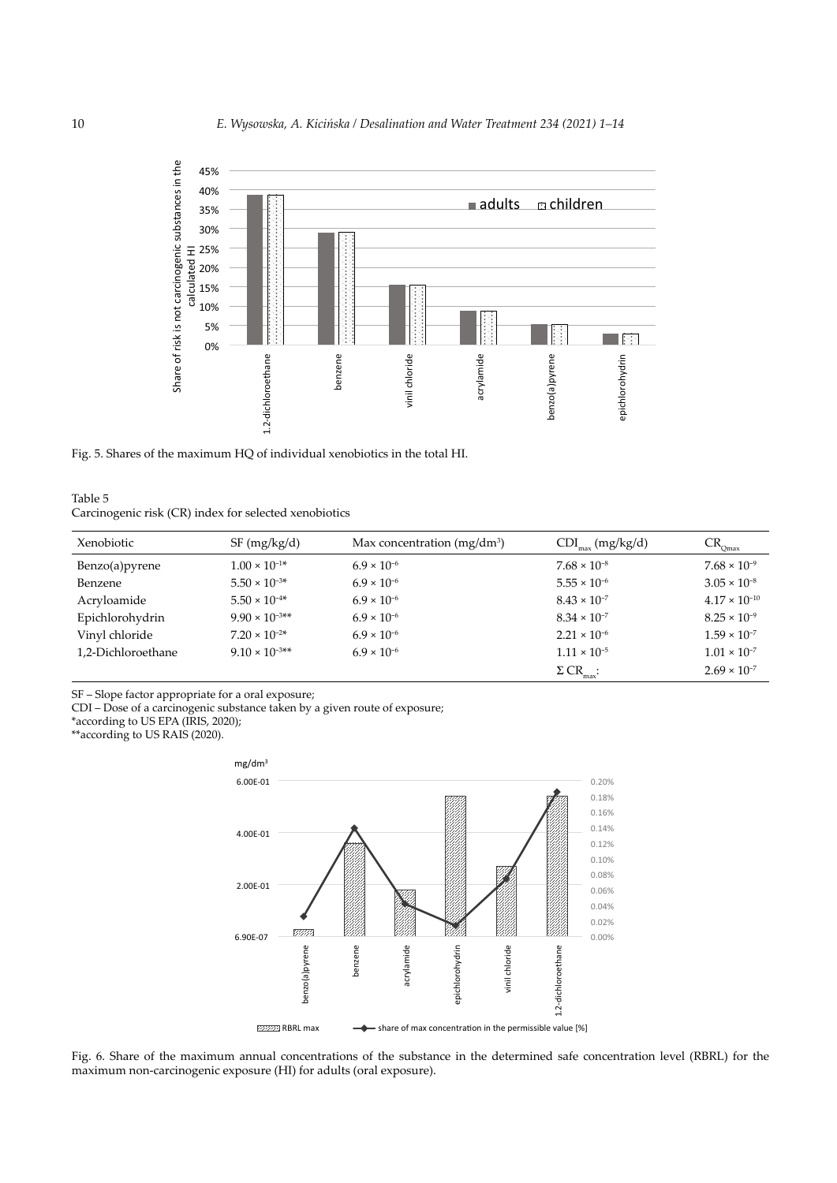Fig. 5. Shares of the maximum HQ of individual xenobiotics in the total HI.

Table 5
Carcinogenic risk (CR) index for selected xenobiotics

| Xenobiotic | SF (mg/kg/d) | Max concentration (mg/dm³) | $CDI_{max}$ (mg/kg/d) | $CR_{Qmax}$ |
|---|---|---|---|---|
| Benzo(a)pyrene | $1.00 \times 10^{-1}$* | $6.9 \times 10^{-6}$ | $7.68 \times 10^{-8}$ | $7.68 \times 10^{-9}$ |
| Benzene | $5.50 \times 10^{-3}$* | $6.9 \times 10^{-6}$ | $5.55 \times 10^{-6}$ | $3.05 \times 10^{-8}$ |
| Acryloamide | $5.50 \times 10^{-4}$* | $6.9 \times 10^{-6}$ | $8.43 \times 10^{-7}$ | $4.17 \times 10^{-10}$ |
| Epichlorohydrin | $9.90 \times 10^{-3}$** | $6.9 \times 10^{-6}$ | $8.34 \times 10^{-7}$ | $8.25 \times 10^{-9}$ |
| Vinyl chloride | $7.20 \times 10^{-2}$* | $6.9 \times 10^{-6}$ | $2.21 \times 10^{-6}$ | $1.59 \times 10^{-7}$ |
| 1,2-Dichloroethane | $9.10 \times 10^{-3}$** | $6.9 \times 10^{-6}$ | $1.11 \times 10^{-5}$ | $1.01 \times 10^{-7}$ |
| | | | $\Sigma\, CR_{max}$: | $2.69 \times 10^{-7}$ |

SF – Slope factor appropriate for a oral exposure;
CDI – Dose of a carcinogenic substance taken by a given route of exposure;
*according to US EPA (IRIS, 2020);
**according to US RAIS (2020).

Fig. 6. Share of the maximum annual concentrations of the substance in the determined safe concentration level (RBRL) for the maximum non-carcinogenic exposure (HI) for adults (oral exposure).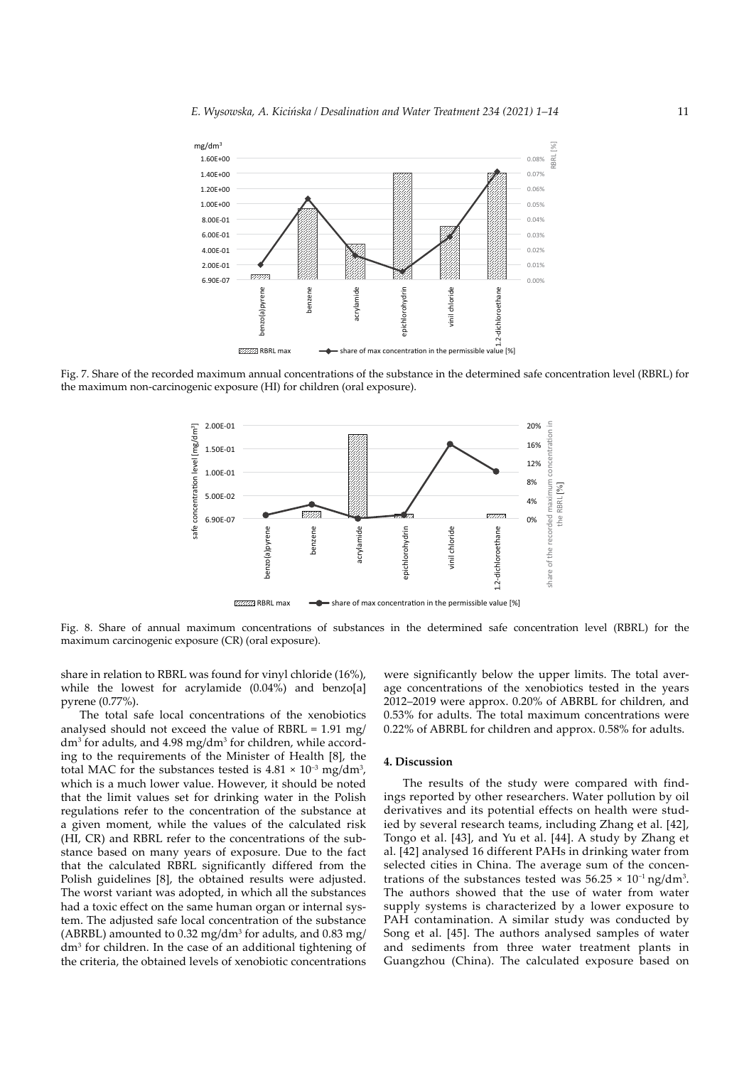Fig. 7. Share of the recorded maximum annual concentrations of the substance in the determined safe concentration level (RBRL) for the maximum non-carcinogenic exposure (HI) for children (oral exposure).

Fig. 8. Share of annual maximum concentrations of substances in the determined safe concentration level (RBRL) for the maximum carcinogenic exposure (CR) (oral exposure).

share in relation to RBRL was found for vinyl chloride (16%), while the lowest for acrylamide (0.04%) and benzo[a]pyrene (0.77%).

The total safe local concentrations of the xenobiotics analysed should not exceed the value of RBRL = 1.91 mg/dm$^3$ for adults, and 4.98 mg/dm$^3$ for children, while according to the requirements of the Minister of Health [8], the total MAC for the substances tested is $4.81 \times 10^{-3}$ mg/dm$^3$, which is a much lower value. However, it should be noted that the limit values set for drinking water in the Polish regulations refer to the concentration of the substance at a given moment, while the values of the calculated risk (HI, CR) and RBRL refer to the concentrations of the substance based on many years of exposure. Due to the fact that the calculated RBRL significantly differed from the Polish guidelines [8], the obtained results were adjusted. The worst variant was adopted, in which all the substances had a toxic effect on the same human organ or internal system. The adjusted safe local concentration of the substance (ABRBL) amounted to 0.32 mg/dm$^3$ for adults, and 0.83 mg/dm$^3$ for children. In the case of an additional tightening of the criteria, the obtained levels of xenobiotic concentrations were significantly below the upper limits. The total average concentrations of the xenobiotics tested in the years 2012–2019 were approx. 0.20% of ABRBL for children, and 0.53% for adults. The total maximum concentrations were 0.22% of ABRBL for children and approx. 0.58% for adults.

## 4. Discussion

The results of the study were compared with findings reported by other researchers. Water pollution by oil derivatives and its potential effects on health were studied by several research teams, including Zhang et al. [42], Tongo et al. [43], and Yu et al. [44]. A study by Zhang et al. [42] analysed 16 different PAHs in drinking water from selected cities in China. The average sum of the concentrations of the substances tested was $56.25 \times 10^{-1}$ ng/dm$^3$. The authors showed that the use of water from water supply systems is characterized by a lower exposure to PAH contamination. A similar study was conducted by Song et al. [45]. The authors analysed samples of water and sediments from three water treatment plants in Guangzhou (China). The calculated exposure based on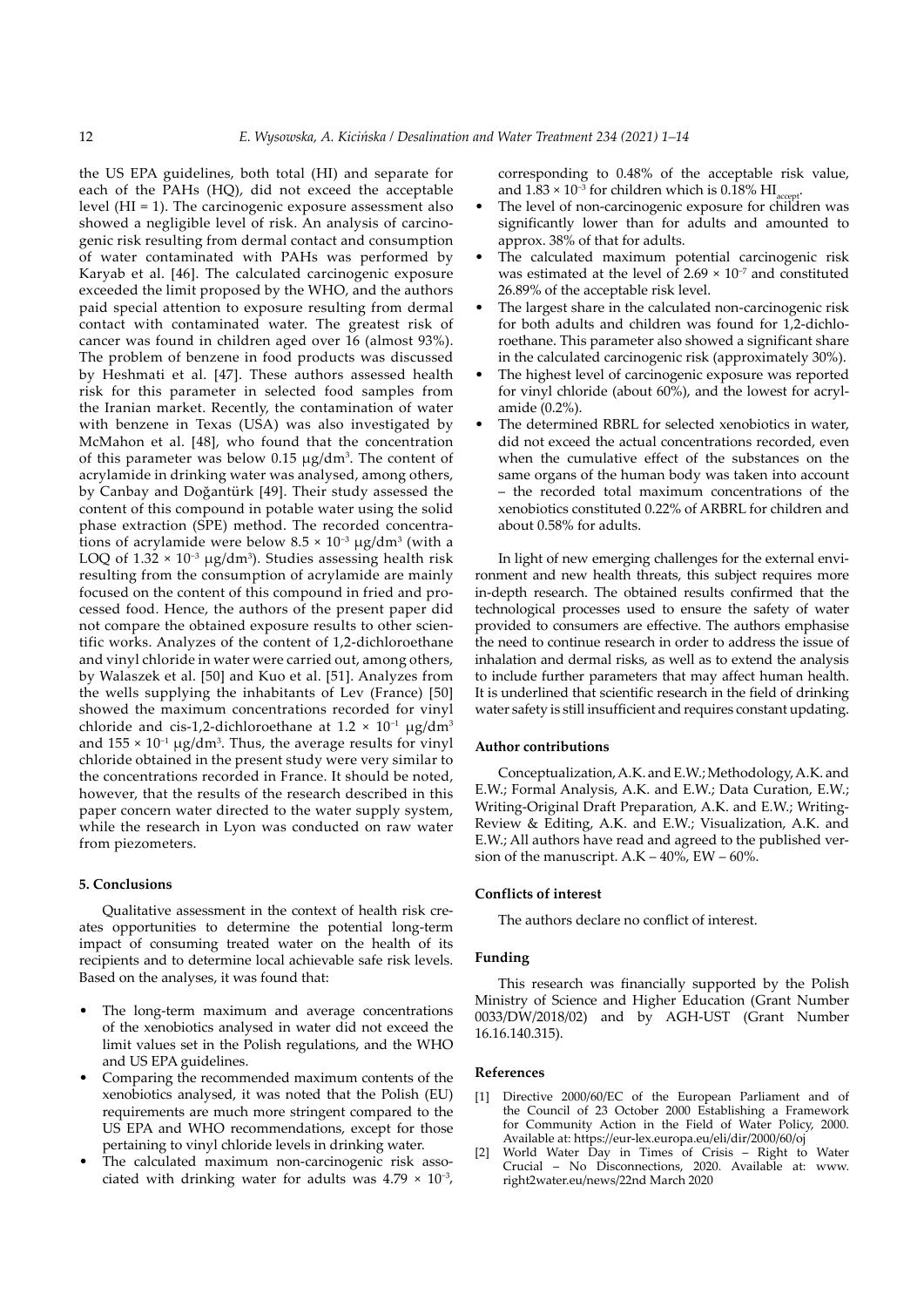the US EPA guidelines, both total (HI) and separate for each of the PAHs (HQ), did not exceed the acceptable level (HI = 1). The carcinogenic exposure assessment also showed a negligible level of risk. An analysis of carcinogenic risk resulting from dermal contact and consumption of water contaminated with PAHs was performed by Karyab et al. [46]. The calculated carcinogenic exposure exceeded the limit proposed by the WHO, and the authors paid special attention to exposure resulting from dermal contact with contaminated water. The greatest risk of cancer was found in children aged over 16 (almost 93%). The problem of benzene in food products was discussed by Heshmati et al. [47]. These authors assessed health risk for this parameter in selected food samples from the Iranian market. Recently, the contamination of water with benzene in Texas (USA) was also investigated by McMahon et al. [48], who found that the concentration of this parameter was below 0.15 μg/dm$^3$. The content of acrylamide in drinking water was analysed, among others, by Canbay and Doğantürk [49]. Their study assessed the content of this compound in potable water using the solid phase extraction (SPE) method. The recorded concentrations of acrylamide were below $8.5 \times 10^{-3}$ μg/dm$^3$ (with a LOQ of $1.32 \times 10^{-3}$ μg/dm$^3$). Studies assessing health risk resulting from the consumption of acrylamide are mainly focused on the content of this compound in fried and processed food. Hence, the authors of the present paper did not compare the obtained exposure results to other scientific works. Analyzes of the content of 1,2-dichloroethane and vinyl chloride in water were carried out, among others, by Walaszek et al. [50] and Kuo et al. [51]. Analyzes from the wells supplying the inhabitants of Lev (France) [50] showed the maximum concentrations recorded for vinyl chloride and cis-1,2-dichloroethane at $1.2 \times 10^{-1}$ μg/dm$^3$ and $155 \times 10^{-1}$ μg/dm$^3$. Thus, the average results for vinyl chloride obtained in the present study were very similar to the concentrations recorded in France. It should be noted, however, that the results of the research described in this paper concern water directed to the water supply system, while the research in Lyon was conducted on raw water from piezometers.

## 5. Conclusions

Qualitative assessment in the context of health risk creates opportunities to determine the potential long-term impact of consuming treated water on the health of its recipients and to determine local achievable safe risk levels. Based on the analyses, it was found that:

- The long-term maximum and average concentrations of the xenobiotics analysed in water did not exceed the limit values set in the Polish regulations, and the WHO and US EPA guidelines.
- Comparing the recommended maximum contents of the xenobiotics analysed, it was noted that the Polish (EU) requirements are much more stringent compared to the US EPA and WHO recommendations, except for those pertaining to vinyl chloride levels in drinking water.
- The calculated maximum non-carcinogenic risk associated with drinking water for adults was $4.79 \times 10^{-3}$, corresponding to 0.48% of the acceptable risk value, and $1.83 \times 10^{-3}$ for children which is 0.18% $HI_{accept}$.
- The level of non-carcinogenic exposure for children was significantly lower than for adults and amounted to approx. 38% of that for adults.
- The calculated maximum potential carcinogenic risk was estimated at the level of $2.69 \times 10^{-7}$ and constituted 26.89% of the acceptable risk level.
- The largest share in the calculated non-carcinogenic risk for both adults and children was found for 1,2-dichloroethane. This parameter also showed a significant share in the calculated carcinogenic risk (approximately 30%).
- The highest level of carcinogenic exposure was reported for vinyl chloride (about 60%), and the lowest for acrylamide (0.2%).
- The determined RBRL for selected xenobiotics in water, did not exceed the actual concentrations recorded, even when the cumulative effect of the substances on the same organs of the human body was taken into account – the recorded total maximum concentrations of the xenobiotics constituted 0.22% of ARBRL for children and about 0.58% for adults.

In light of new emerging challenges for the external environment and new health threats, this subject requires more in-depth research. The obtained results confirmed that the technological processes used to ensure the safety of water provided to consumers are effective. The authors emphasise the need to continue research in order to address the issue of inhalation and dermal risks, as well as to extend the analysis to include further parameters that may affect human health. It is underlined that scientific research in the field of drinking water safety is still insufficient and requires constant updating.

#### Author contributions

Conceptualization, A.K. and E.W.; Methodology, A.K. and E.W.; Formal Analysis, A.K. and E.W.; Data Curation, E.W.; Writing-Original Draft Preparation, A.K. and E.W.; Writing-Review & Editing, A.K. and E.W.; Visualization, A.K. and E.W.; All authors have read and agreed to the published version of the manuscript. A.K – 40%, EW – 60%.

#### Conflicts of interest

The authors declare no conflict of interest.

#### Funding

This research was financially supported by the Polish Ministry of Science and Higher Education (Grant Number 0033/DW/2018/02) and by AGH-UST (Grant Number 16.16.140.315).

#### References

[1] Directive 2000/60/EC of the European Parliament and of the Council of 23 October 2000 Establishing a Framework for Community Action in the Field of Water Policy, 2000. Available at: https://eur-lex.europa.eu/eli/dir/2000/60/oj

[2] World Water Day in Times of Crisis – Right to Water Crucial – No Disconnections, 2020. Available at: www.right2water.eu/news/22nd March 2020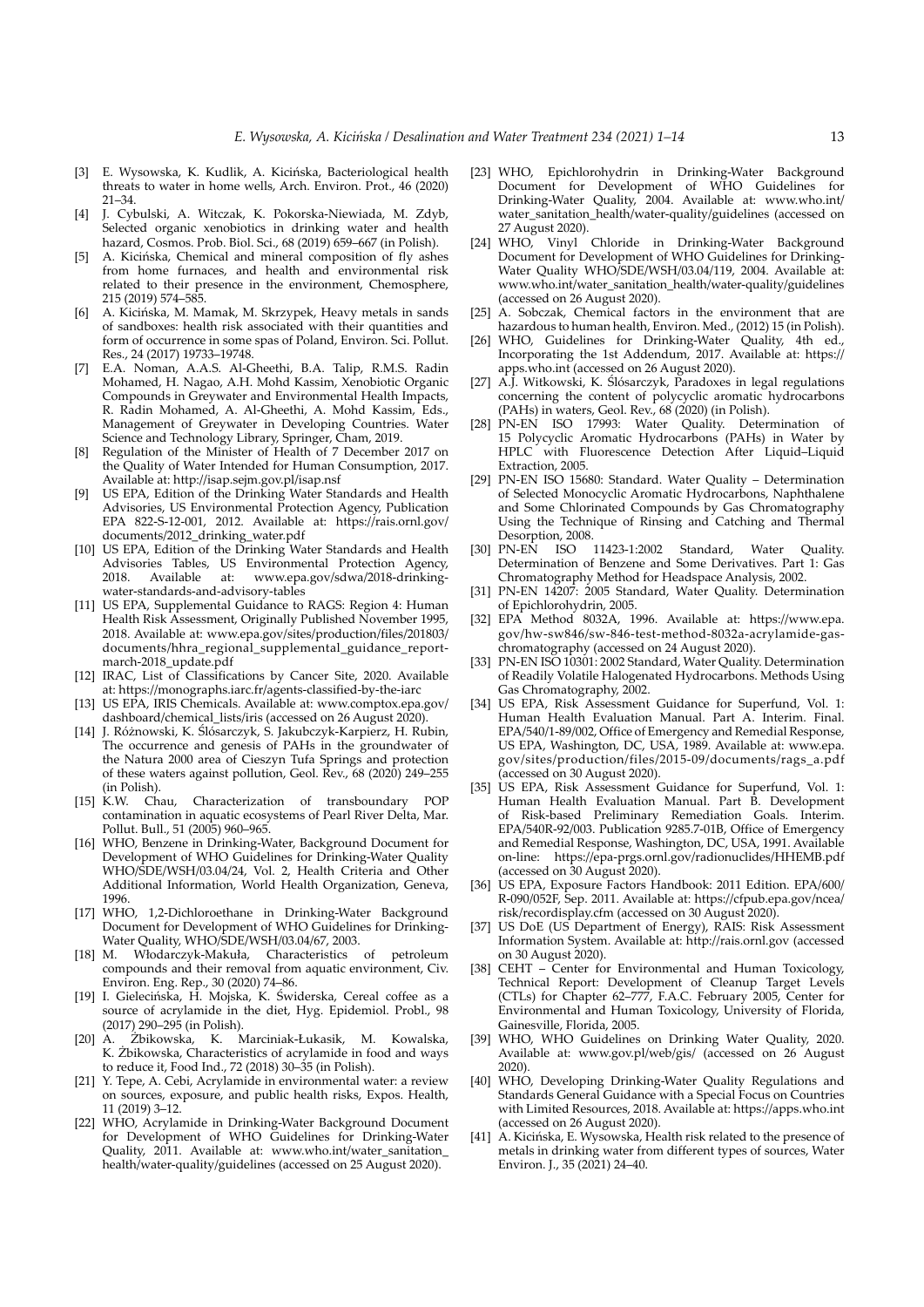[3] E. Wysowska, K. Kudlik, A. Kicińska, Bacteriological health threats to water in home wells, Arch. Environ. Prot., 46 (2020) 21–34.

[4] J. Cybulski, A. Witczak, K. Pokorska-Niewiada, M. Zdyb, Selected organic xenobiotics in drinking water and health hazard, Cosmos. Prob. Biol. Sci., 68 (2019) 659–667 (in Polish).

[5] A. Kicińska, Chemical and mineral composition of fly ashes from home furnaces, and health and environmental risk related to their presence in the environment, Chemosphere, 215 (2019) 574–585.

[6] A. Kicińska, M. Mamak, M. Skrzypek, Heavy metals in sands of sandboxes: health risk associated with their quantities and form of occurrence in some spas of Poland, Environ. Sci. Pollut. Res., 24 (2017) 19733–19748.

[7] E.A. Noman, A.A.S. Al-Gheethi, B.A. Talip, R.M.S. Radin Mohamed, H. Nagao, A.H. Mohd Kassim, Xenobiotic Organic Compounds in Greywater and Environmental Health Impacts, R. Radin Mohamed, A. Al-Gheethi, A. Mohd Kassim, Eds., Management of Greywater in Developing Countries. Water Science and Technology Library, Springer, Cham, 2019.

[8] Regulation of the Minister of Health of 7 December 2017 on the Quality of Water Intended for Human Consumption, 2017. Available at: http://isap.sejm.gov.pl/isap.nsf

[9] US EPA, Edition of the Drinking Water Standards and Health Advisories, US Environmental Protection Agency, Publication EPA 822-S-12-001, 2012. Available at: https://rais.ornl.gov/documents/2012_drinking_water.pdf

[10] US EPA, Edition of the Drinking Water Standards and Health Advisories Tables, US Environmental Protection Agency, 2018. Available at: www.epa.gov/sdwa/2018-drinking-water-standards-and-advisory-tables

[11] US EPA, Supplemental Guidance to RAGS: Region 4: Human Health Risk Assessment, Originally Published November 1995, 2018. Available at: www.epa.gov/sites/production/files/201803/documents/hhra_regional_supplemental_guidance_report-march-2018_update.pdf

[12] IRAC, List of Classifications by Cancer Site, 2020. Available at: https://monographs.iarc.fr/agents-classified-by-the-iarc

[13] US EPA, IRIS Chemicals. Available at: www.comptox.epa.gov/dashboard/chemical_lists/iris (accessed on 26 August 2020).

[14] J. Różnowski, K. Ślósarczyk, S. Jakubczyk-Karpierz, H. Rubin, The occurrence and genesis of PAHs in the groundwater of the Natura 2000 area of Cieszyn Tufa Springs and protection of these waters against pollution, Geol. Rev., 68 (2020) 249–255 (in Polish).

[15] K.W. Chau, Characterization of transboundary POP contamination in aquatic ecosystems of Pearl River Delta, Mar. Pollut. Bull., 51 (2005) 960–965.

[16] WHO, Benzene in Drinking-Water, Background Document for Development of WHO Guidelines for Drinking-Water Quality WHO/SDE/WSH/03.04/24, Vol. 2, Health Criteria and Other Additional Information, World Health Organization, Geneva, 1996.

[17] WHO, 1,2-Dichloroethane in Drinking-Water Background Document for Development of WHO Guidelines for Drinking-Water Quality, WHO/SDE/WSH/03.04/67, 2003.

[18] M. Włodarczyk-Makuła, Characteristics of petroleum compounds and their removal from aquatic environment, Civ. Environ. Eng. Rep., 30 (2020) 74–86.

[19] I. Gielecińska, H. Mojska, K. Świderska, Cereal coffee as a source of acrylamide in the diet, Hyg. Epidemiol. Probl., 98 (2017) 290–295 (in Polish).

[20] A. Żbikowska, K. Marciniak-Łukasik, M. Kowalska, K. Żbikowska, Characteristics of acrylamide in food and ways to reduce it, Food Ind., 72 (2018) 30–35 (in Polish).

[21] Y. Tepe, A. Cebi, Acrylamide in environmental water: a review on sources, exposure, and public health risks, Expos. Health, 11 (2019) 3–12.

[22] WHO, Acrylamide in Drinking-Water Background Document for Development of WHO Guidelines for Drinking-Water Quality, 2011. Available at: www.who.int/water_sanitation_health/water-quality/guidelines (accessed on 25 August 2020).

[23] WHO, Epichlorohydrin in Drinking-Water Background Document for Development of WHO Guidelines for Drinking-Water Quality, 2004. Available at: www.who.int/water_sanitation_health/water-quality/guidelines (accessed on 27 August 2020).

[24] WHO, Vinyl Chloride in Drinking-Water Background Document for Development of WHO Guidelines for Drinking-Water Quality WHO/SDE/WSH/03.04/119, 2004. Available at: www.who.int/water_sanitation_health/water-quality/guidelines (accessed on 26 August 2020).

[25] A. Sobczak, Chemical factors in the environment that are hazardous to human health, Environ. Med., (2012) 15 (in Polish).

[26] WHO, Guidelines for Drinking-Water Quality, 4th ed., Incorporating the 1st Addendum, 2017. Available at: https://apps.who.int (accessed on 26 August 2020).

[27] A.J. Witkowski, K. Ślósarczyk, Paradoxes in legal regulations concerning the content of polycyclic aromatic hydrocarbons (PAHs) in waters, Geol. Rev., 68 (2020) (in Polish).

[28] PN-EN ISO 17993: Water Quality. Determination of 15 Polycyclic Aromatic Hydrocarbons (PAHs) in Water by HPLC with Fluorescence Detection After Liquid–Liquid Extraction, 2005.

[29] PN-EN ISO 15680: Standard. Water Quality – Determination of Selected Monocyclic Aromatic Hydrocarbons, Naphthalene and Some Chlorinated Compounds by Gas Chromatography Using the Technique of Rinsing and Catching and Thermal Desorption, 2008.

[30] PN-EN ISO 11423-1:2002 Standard, Water Quality. Determination of Benzene and Some Derivatives. Part 1: Gas Chromatography Method for Headspace Analysis, 2002.

[31] PN-EN 14207: 2005 Standard, Water Quality. Determination of Epichlorohydrin, 2005.

[32] EPA Method 8032A, 1996. Available at: https://www.epa.gov/hw-sw846/sw-846-test-method-8032a-acrylamide-gas-chromatography (accessed on 24 August 2020).

[33] PN-EN ISO 10301: 2002 Standard, Water Quality. Determination of Readily Volatile Halogenated Hydrocarbons. Methods Using Gas Chromatography, 2002.

[34] US EPA, Risk Assessment Guidance for Superfund, Vol. 1: Human Health Evaluation Manual. Part A. Interim. Final. EPA/540/1-89/002, Office of Emergency and Remedial Response, US EPA, Washington, DC, USA, 1989. Available at: www.epa.gov/sites/production/files/2015-09/documents/rags_a.pdf (accessed on 30 August 2020).

[35] US EPA, Risk Assessment Guidance for Superfund, Vol. 1: Human Health Evaluation Manual. Part B. Development of Risk-based Preliminary Remediation Goals. Interim. EPA/540R-92/003. Publication 9285.7-01B, Office of Emergency and Remedial Response, Washington, DC, USA, 1991. Available on-line: https://epa-prgs.ornl.gov/radionuclides/HHEMB.pdf (accessed on 30 August 2020).

[36] US EPA, Exposure Factors Handbook: 2011 Edition. EPA/600/R-090/052F, Sep. 2011. Available at: https://cfpub.epa.gov/ncea/risk/recordisplay.cfm (accessed on 30 August 2020).

[37] US DoE (US Department of Energy), RAIS: Risk Assessment Information System. Available at: http://rais.ornl.gov (accessed on 30 August 2020).

[38] CEHT – Center for Environmental and Human Toxicology, Technical Report: Development of Cleanup Target Levels (CTLs) for Chapter 62–777, F.A.C. February 2005, Center for Environmental and Human Toxicology, University of Florida, Gainesville, Florida, 2005.

[39] WHO, WHO Guidelines on Drinking Water Quality, 2020. Available at: www.gov.pl/web/gis/ (accessed on 26 August 2020).

[40] WHO, Developing Drinking-Water Quality Regulations and Standards General Guidance with a Special Focus on Countries with Limited Resources, 2018. Available at: https://apps.who.int (accessed on 26 August 2020).

[41] A. Kicińska, E. Wysowska, Health risk related to the presence of metals in drinking water from different types of sources, Water Environ. J., 35 (2021) 24–40.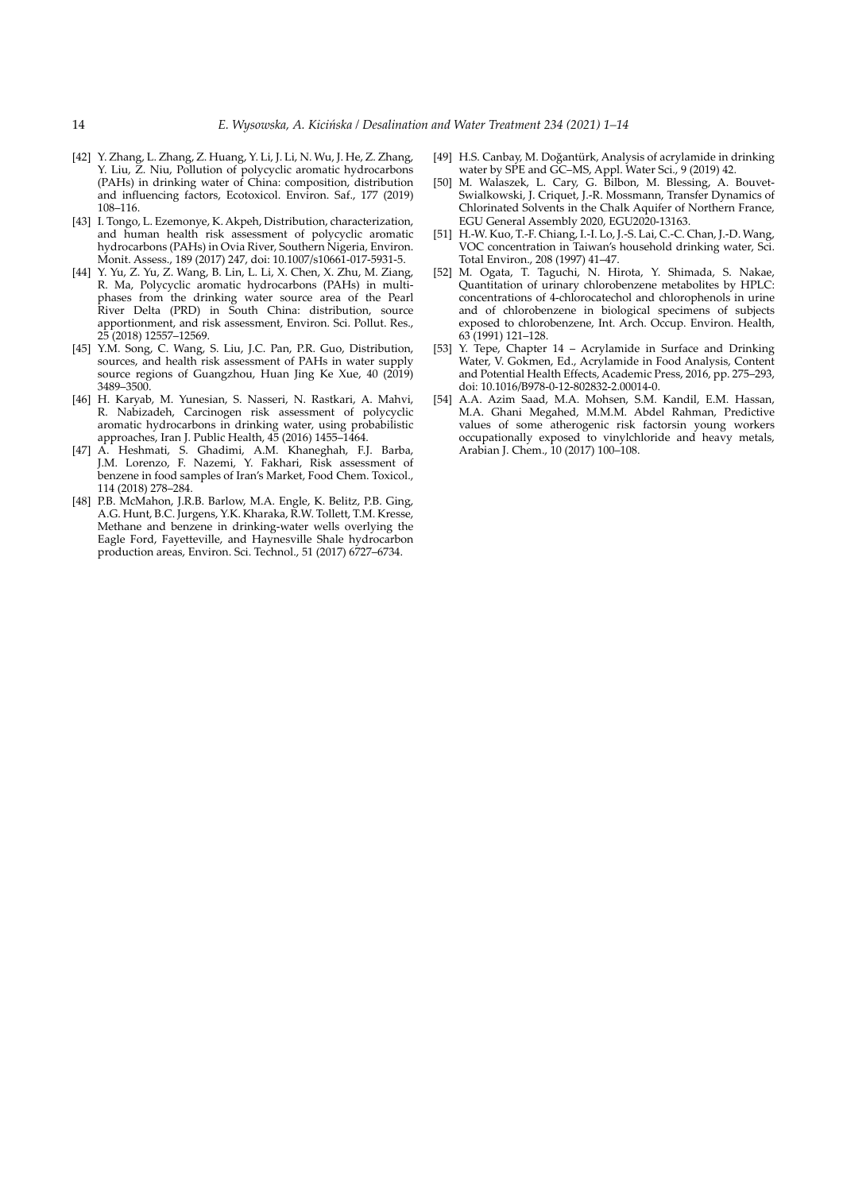[42] Y. Zhang, L. Zhang, Z. Huang, Y. Li, J. Li, N. Wu, J. He, Z. Zhang, Y. Liu, Z. Niu, Pollution of polycyclic aromatic hydrocarbons (PAHs) in drinking water of China: composition, distribution and influencing factors, Ecotoxicol. Environ. Saf., 177 (2019) 108–116.

[43] I. Tongo, L. Ezemonye, K. Akpeh, Distribution, characterization, and human health risk assessment of polycyclic aromatic hydrocarbons (PAHs) in Ovia River, Southern Nigeria, Environ. Monit. Assess., 189 (2017) 247, doi: 10.1007/s10661-017-5931-5.

[44] Y. Yu, Z. Yu, Z. Wang, B. Lin, L. Li, X. Chen, X. Zhu, M. Ziang, R. Ma, Polycyclic aromatic hydrocarbons (PAHs) in multi-phases from the drinking water source area of the Pearl River Delta (PRD) in South China: distribution, source apportionment, and risk assessment, Environ. Sci. Pollut. Res., 25 (2018) 12557–12569.

[45] Y.M. Song, C. Wang, S. Liu, J.C. Pan, P.R. Guo, Distribution, sources, and health risk assessment of PAHs in water supply source regions of Guangzhou, Huan Jing Ke Xue, 40 (2019) 3489–3500.

[46] H. Karyab, M. Yunesian, S. Nasseri, N. Rastkari, A. Mahvi, R. Nabizadeh, Carcinogen risk assessment of polycyclic aromatic hydrocarbons in drinking water, using probabilistic approaches, Iran J. Public Health, 45 (2016) 1455–1464.

[47] A. Heshmati, S. Ghadimi, A.M. Khaneghah, F.J. Barba, J.M. Lorenzo, F. Nazemi, Y. Fakhari, Risk assessment of benzene in food samples of Iran's Market, Food Chem. Toxicol., 114 (2018) 278–284.

[48] P.B. McMahon, J.R.B. Barlow, M.A. Engle, K. Belitz, P.B. Ging, A.G. Hunt, B.C. Jurgens, Y.K. Kharaka, R.W. Tollett, T.M. Kresse, Methane and benzene in drinking-water wells overlying the Eagle Ford, Fayetteville, and Haynesville Shale hydrocarbon production areas, Environ. Sci. Technol., 51 (2017) 6727–6734.

[49] H.S. Canbay, M. Doğantürk, Analysis of acrylamide in drinking water by SPE and GC–MS, Appl. Water Sci., 9 (2019) 42.

[50] M. Walaszek, L. Cary, G. Bilbon, M. Blessing, A. Bouvet-Swialkowski, J. Criquet, J.-R. Mossmann, Transfer Dynamics of Chlorinated Solvents in the Chalk Aquifer of Northern France, EGU General Assembly 2020, EGU2020-13163.

[51] H.-W. Kuo, T.-F. Chiang, I.-I. Lo, J.-S. Lai, C.-C. Chan, J.-D. Wang, VOC concentration in Taiwan's household drinking water, Sci. Total Environ., 208 (1997) 41–47.

[52] M. Ogata, T. Taguchi, N. Hirota, Y. Shimada, S. Nakae, Quantitation of urinary chlorobenzene metabolites by HPLC: concentrations of 4-chlorocatechol and chlorophenols in urine and of chlorobenzene in biological specimens of subjects exposed to chlorobenzene, Int. Arch. Occup. Environ. Health, 63 (1991) 121–128.

[53] Y. Tepe, Chapter 14 – Acrylamide in Surface and Drinking Water, V. Gokmen, Ed., Acrylamide in Food Analysis, Content and Potential Health Effects, Academic Press, 2016, pp. 275–293, doi: 10.1016/B978-0-12-802832-2.00014-0.

[54] A.A. Azim Saad, M.A. Mohsen, S.M. Kandil, E.M. Hassan, M.A. Ghani Megahed, M.M.M. Abdel Rahman, Predictive values of some atherogenic risk factorsin young workers occupationally exposed to vinylchloride and heavy metals, Arabian J. Chem., 10 (2017) 100–108.